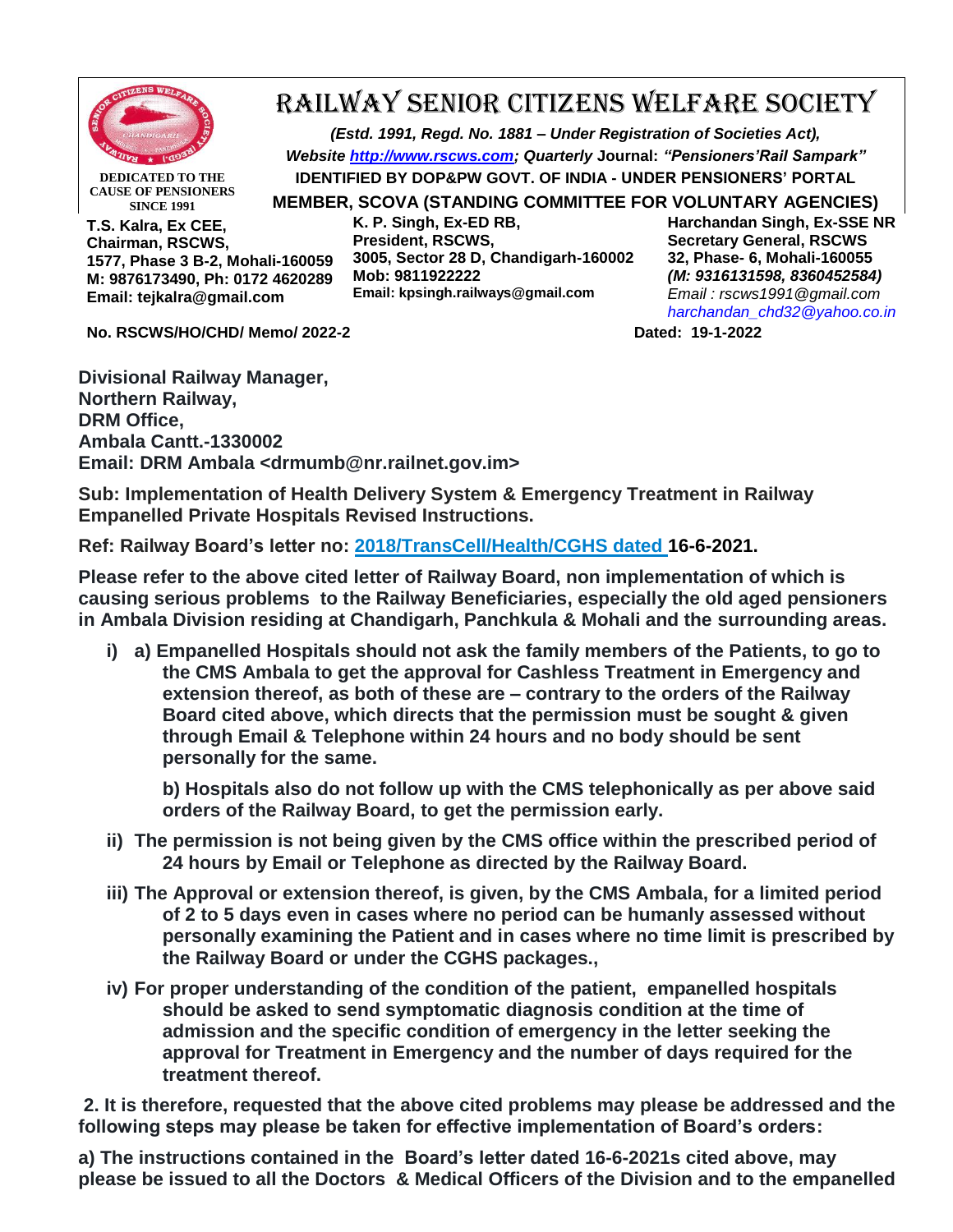# RAILWAY SENIOR CITIZENS WELFARE SOCIETY

*(Estd. 1991, Regd. No. 1881 – Under Registration of Societies Act),*
***Website http://www.rscws.com; Quarterly* Journal: *"Pensioners'Rail Sampark"***
**IDENTIFIED BY DOP&PW GOVT. OF INDIA - UNDER PENSIONERS' PORTAL**
**MEMBER, SCOVA (STANDING COMMITTEE FOR VOLUNTARY AGENCIES)**

**DEDICATED TO THE CAUSE OF PENSIONERS SINCE 1991**

**T.S. Kalra, Ex CEE,**
**Chairman, RSCWS,**
**1577, Phase 3 B-2, Mohali-160059**
**M: 9876173490, Ph: 0172 4620289**
**Email: tejkalra@gmail.com**

**K. P. Singh, Ex-ED RB,**
**President, RSCWS,**
**3005, Sector 28 D, Chandigarh-160002**
**Mob: 9811922222**
**Email: kpsingh.railways@gmail.com**

**Harchandan Singh, Ex-SSE NR**
**Secretary General, RSCWS**
**32, Phase- 6, Mohali-160055**
***(M: 9316131598, 8360452584)***
*Email : rscws1991@gmail.com*
*harchandan_chd32@yahoo.co.in*

**No. RSCWS/HO/CHD/ Memo/ 2022-2** **Dated: 19-1-2022**

**Divisional Railway Manager,**
**Northern Railway,**
**DRM Office,**
**Ambala Cantt.-1330002**
**Email: DRM Ambala <drmumb@nr.railnet.gov.im>**

**Sub: Implementation of Health Delivery System & Emergency Treatment in Railway Empanelled Private Hospitals Revised Instructions.**

**Ref: Railway Board's letter no: 2018/TransCell/Health/CGHS dated 16-6-2021.**

**Please refer to the above cited letter of Railway Board, non implementation of which is causing serious problems to the Railway Beneficiaries, especially the old aged pensioners in Ambala Division residing at Chandigarh, Panchkula & Mohali and the surrounding areas.**

**i) a) Empanelled Hospitals should not ask the family members of the Patients, to go to the CMS Ambala to get the approval for Cashless Treatment in Emergency and extension thereof, as both of these are – contrary to the orders of the Railway Board cited above, which directs that the permission must be sought & given through Email & Telephone within 24 hours and no body should be sent personally for the same.**

**b) Hospitals also do not follow up with the CMS telephonically as per above said orders of the Railway Board, to get the permission early.**

**ii) The permission is not being given by the CMS office within the prescribed period of 24 hours by Email or Telephone as directed by the Railway Board.**

**iii) The Approval or extension thereof, is given, by the CMS Ambala, for a limited period of 2 to 5 days even in cases where no period can be humanly assessed without personally examining the Patient and in cases where no time limit is prescribed by the Railway Board or under the CGHS packages.,**

**iv) For proper understanding of the condition of the patient, empanelled hospitals should be asked to send symptomatic diagnosis condition at the time of admission and the specific condition of emergency in the letter seeking the approval for Treatment in Emergency and the number of days required for the treatment thereof.**

**2. It is therefore, requested that the above cited problems may please be addressed and the following steps may please be taken for effective implementation of Board's orders:**

**a) The instructions contained in the Board's letter dated 16-6-2021s cited above, may please be issued to all the Doctors & Medical Officers of the Division and to the empanelled**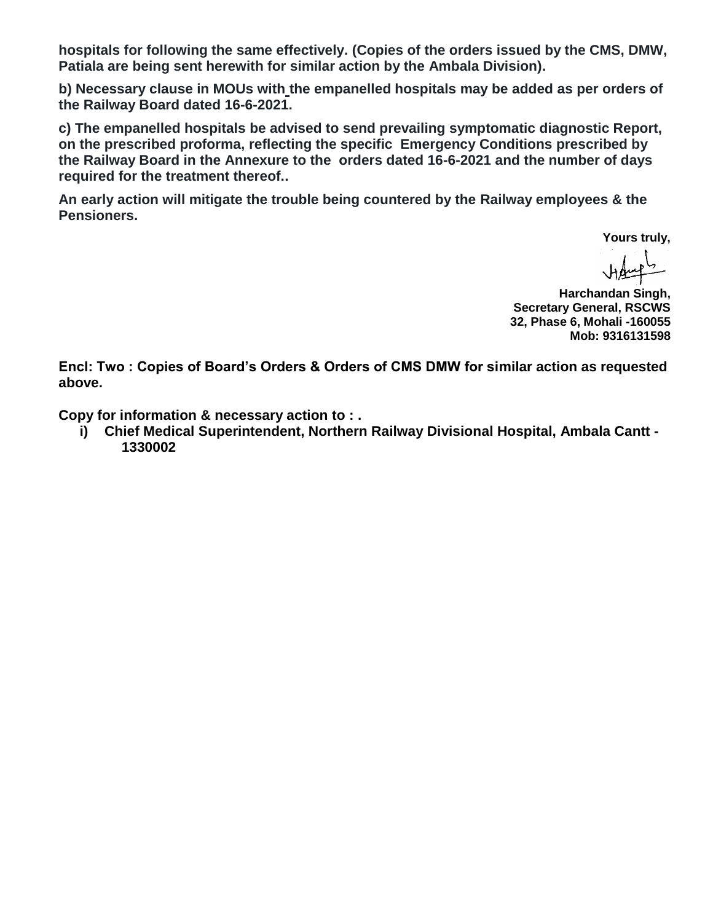**hospitals for following the same effectively. (Copies of the orders issued by the CMS, DMW, Patiala are being sent herewith for similar action by the Ambala Division).**

**b) Necessary clause in MOUs with the empanelled hospitals may be added as per orders of the Railway Board dated 16-6-2021.**

**c) The empanelled hospitals be advised to send prevailing symptomatic diagnostic Report, on the prescribed proforma, reflecting the specific Emergency Conditions prescribed by the Railway Board in the Annexure to the orders dated 16-6-2021 and the number of days required for the treatment thereof..**

**An early action will mitigate the trouble being countered by the Railway employees & the Pensioners.**

**Yours truly,**

**Harchandan Singh,**
**Secretary General, RSCWS**
**32, Phase 6, Mohali -160055**
**Mob: 9316131598**

**Encl: Two : Copies of Board's Orders & Orders of CMS DMW for similar action as requested above.**

**Copy for information & necessary action to : .**

**i) Chief Medical Superintendent, Northern Railway Divisional Hospital, Ambala Cantt - 1330002**